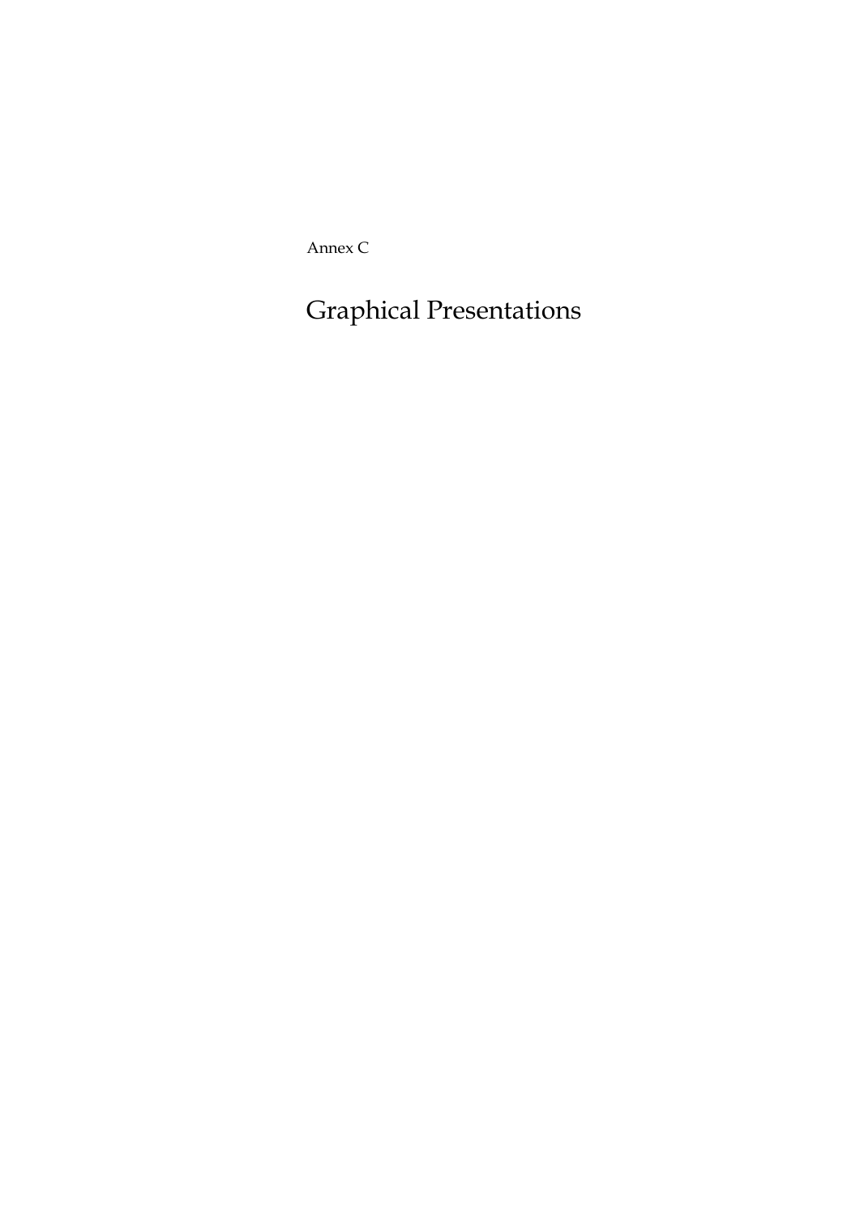Annex C

# Graphical Presentations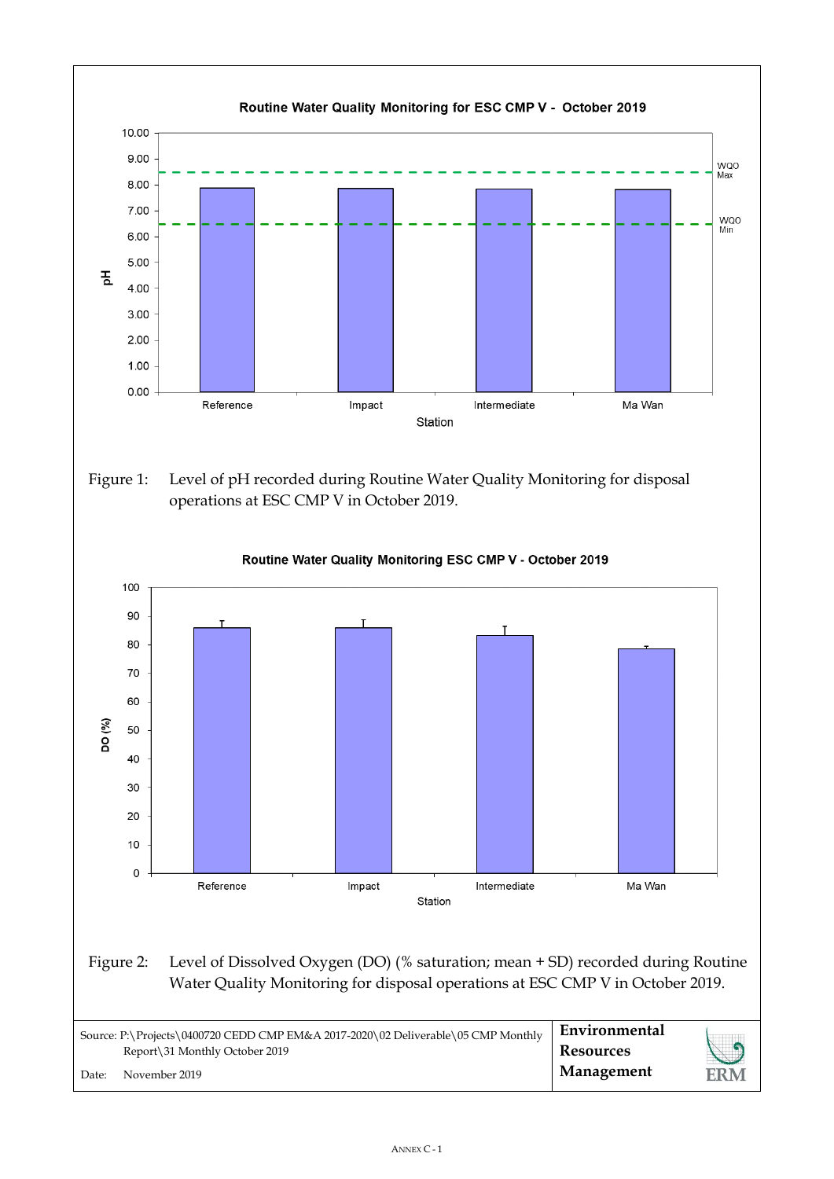Figure 1: Level of pH recorded during Routine Water Quality Monitoring for disposal operations at ESC CMP V in October 2019.

Figure 2: Level of Dissolved Oxygen (DO) (% saturation; mean + SD) recorded during Routine Water Quality Monitoring for disposal operations at ESC CMP V in October 2019.

Source: P:\Projects\0400720 CEDD CMP EM&A 2017-2020\02 Deliverable\05 CMP Monthly Report\31 Monthly October 2019

Date: November 2019

**Environmental Resources Management**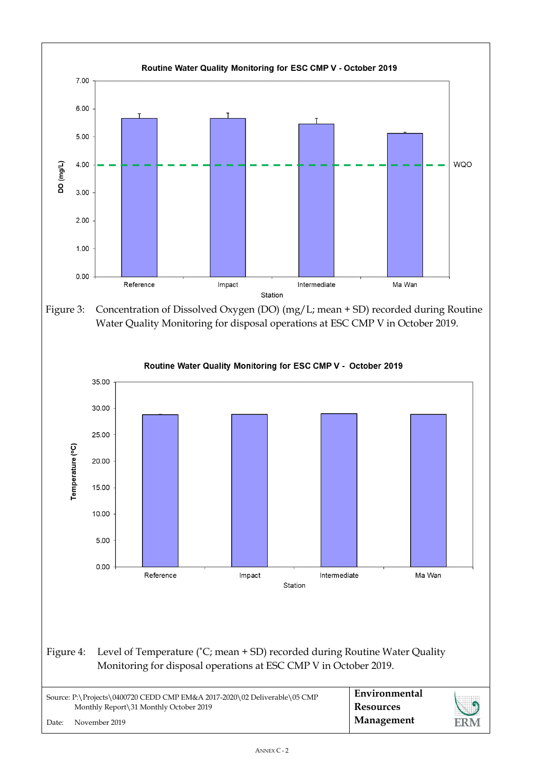Figure 3: Concentration of Dissolved Oxygen (DO) (mg/L; mean + SD) recorded during Routine Water Quality Monitoring for disposal operations at ESC CMP V in October 2019.

Figure 4: Level of Temperature (˚C; mean + SD) recorded during Routine Water Quality Monitoring for disposal operations at ESC CMP V in October 2019.

Source: P:\Projects\0400720 CEDD CMP EM&A 2017-2020\02 Deliverable\05 CMP Monthly Report\31 Monthly October 2019

Date: November 2019

**Environmental Resources Management**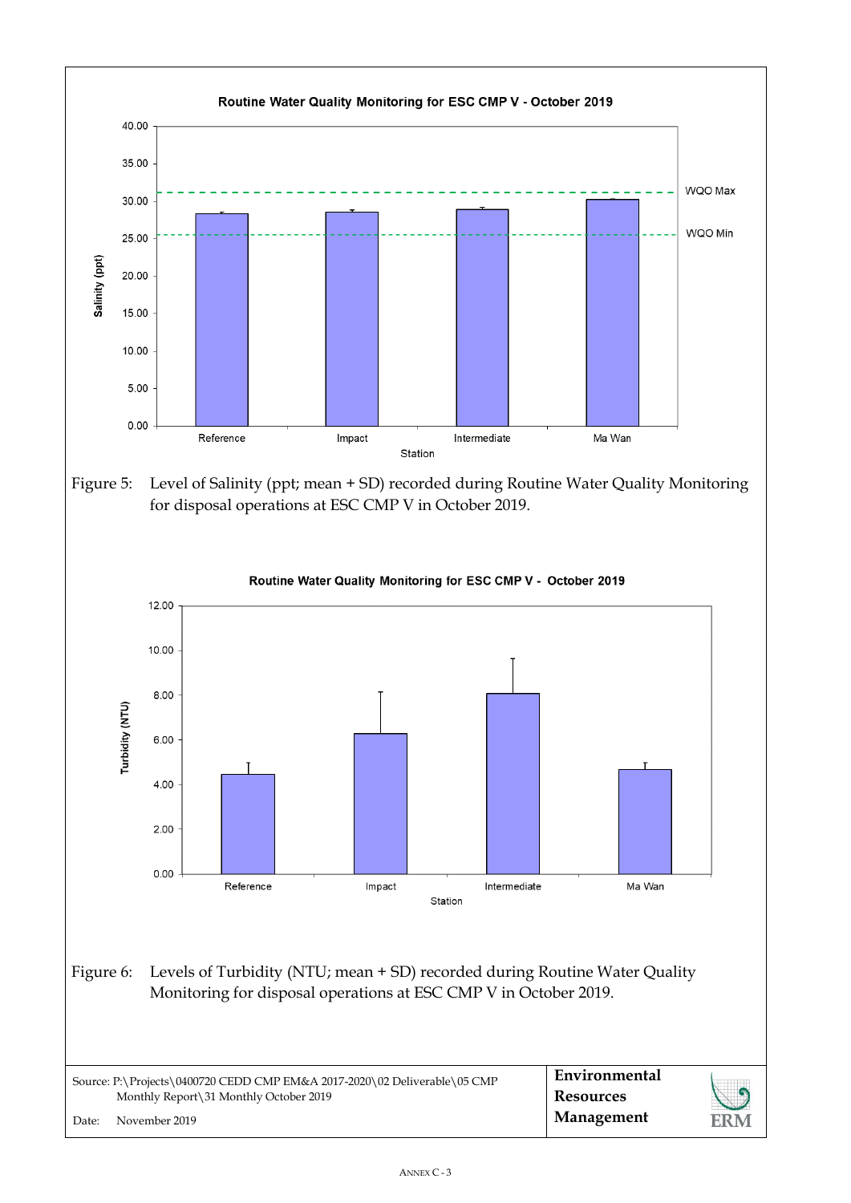Routine Water Quality Monitoring for ESC CMP V - October 2019

Figure 5: Level of Salinity (ppt; mean + SD) recorded during Routine Water Quality Monitoring for disposal operations at ESC CMP V in October 2019.

Routine Water Quality Monitoring for ESC CMP V - October 2019

Figure 6: Levels of Turbidity (NTU; mean + SD) recorded during Routine Water Quality Monitoring for disposal operations at ESC CMP V in October 2019.

Source: P:\Projects\0400720 CEDD CMP EM&A 2017-2020\02 Deliverable\05 CMP Monthly Report\31 Monthly October 2019

Date: November 2019

**Environmental Resources Management**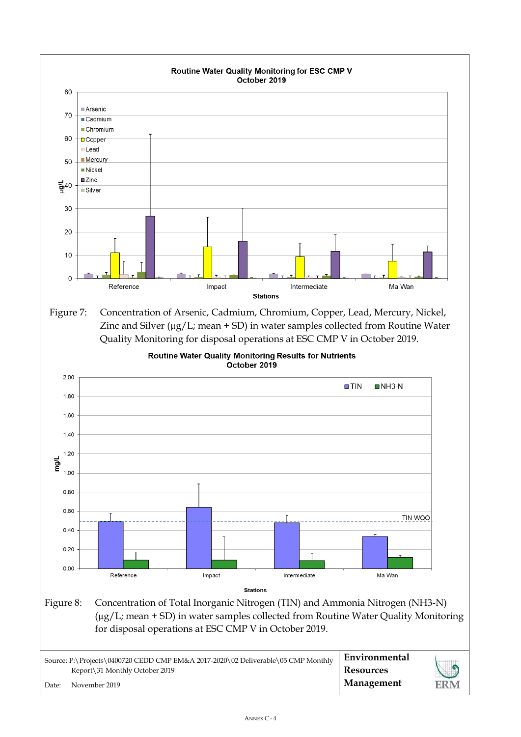Figure 7: Concentration of Arsenic, Cadmium, Chromium, Copper, Lead, Mercury, Nickel, Zinc and Silver (μg/L; mean + SD) in water samples collected from Routine Water Quality Monitoring for disposal operations at ESC CMP V in October 2019.

Figure 8: Concentration of Total Inorganic Nitrogen (TIN) and Ammonia Nitrogen (NH3-N) (μg/L; mean + SD) in water samples collected from Routine Water Quality Monitoring for disposal operations at ESC CMP V in October 2019.

Source: P:\Projects\0400720 CEDD CMP EM&A 2017-2020\02 Deliverable\05 CMP Monthly Report\31 Monthly October 2019

Date: November 2019

**Environmental Resources Management**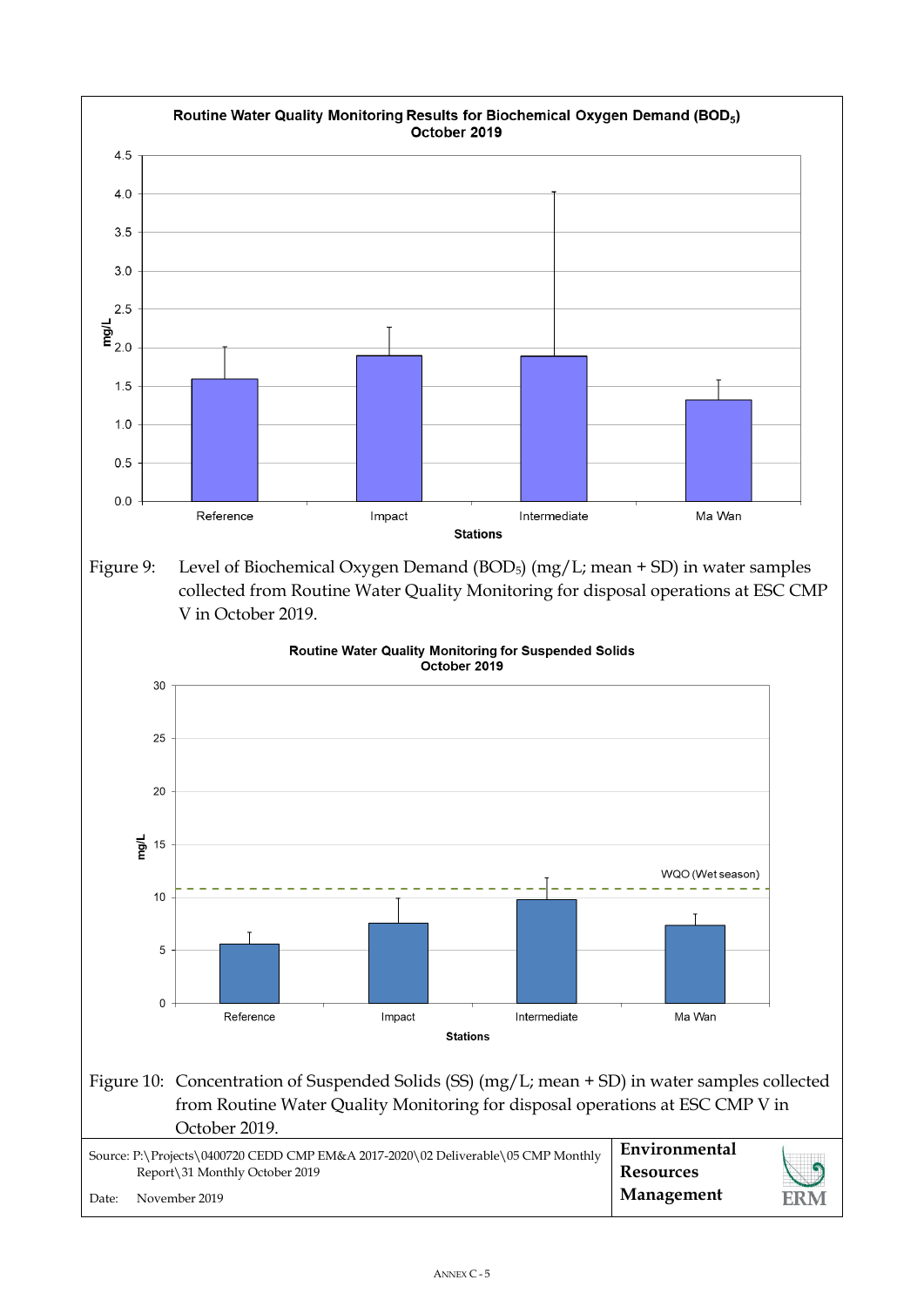**Routine Water Quality Monitoring Results for Biochemical Oxygen Demand ($BOD_5$) October 2019**

Figure 9: Level of Biochemical Oxygen Demand ($BOD_5$) (mg/L; mean + SD) in water samples collected from Routine Water Quality Monitoring for disposal operations at ESC CMP V in October 2019.

**Routine Water Quality Monitoring for Suspended Solids October 2019**

Figure 10: Concentration of Suspended Solids (SS) (mg/L; mean + SD) in water samples collected from Routine Water Quality Monitoring for disposal operations at ESC CMP V in October 2019.

Source: P:\Projects\0400720 CEDD CMP EM&A 2017-2020\02 Deliverable\05 CMP Monthly Report\31 Monthly October 2019

Date: November 2019

**Environmental Resources Management**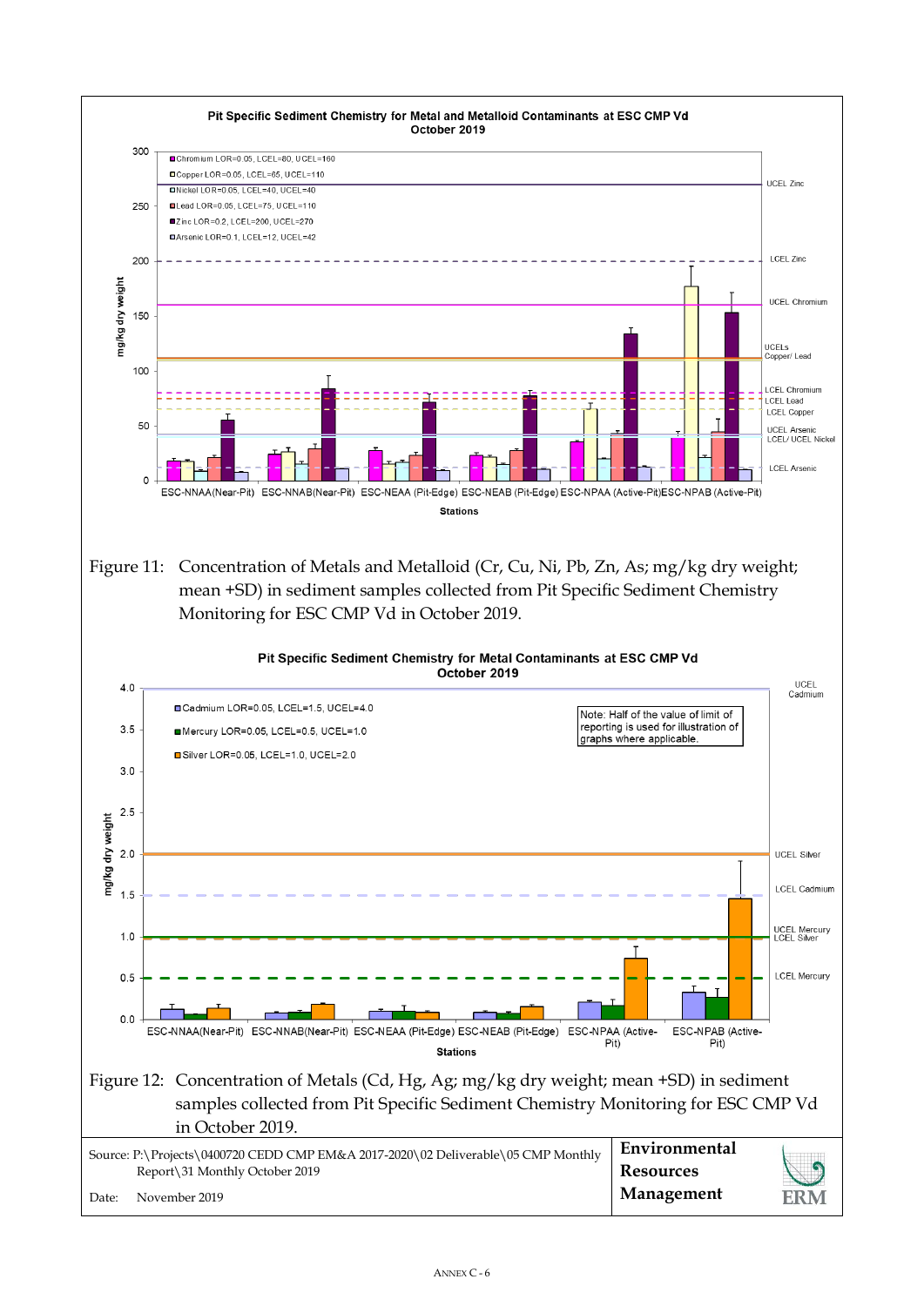**Pit Specific Sediment Chemistry for Metal and Metalloid Contaminants at ESC CMP Vd**
**October 2019**

- Chromium LOR=0.05, LCEL=80, UCEL=160
- Copper LOR=0.05, LCEL=65, UCEL=110
- Nickel LOR=0.05, LCEL=40, UCEL=40
- Lead LOR=0.05, LCEL=75, UCEL=110
- Zinc LOR=0.2, LCEL=200, UCEL=270
- Arsenic LOR=0.1, LCEL=12, UCEL=42

Figure 11: Concentration of Metals and Metalloid (Cr, Cu, Ni, Pb, Zn, As; mg/kg dry weight; mean +SD) in sediment samples collected from Pit Specific Sediment Chemistry Monitoring for ESC CMP Vd in October 2019.

**Pit Specific Sediment Chemistry for Metal Contaminants at ESC CMP Vd**
**October 2019**

- Cadmium LOR=0.05, LCEL=1.5, UCEL=4.0
- Mercury LOR=0.05, LCEL=0.5, UCEL=1.0
- Silver LOR=0.05, LCEL=1.0, UCEL=2.0

Note: Half of the value of limit of reporting is used for illustration of graphs where applicable.

Figure 12: Concentration of Metals (Cd, Hg, Ag; mg/kg dry weight; mean +SD) in sediment samples collected from Pit Specific Sediment Chemistry Monitoring for ESC CMP Vd in October 2019.

Source: P:\Projects\0400720 CEDD CMP EM&A 2017-2020\02 Deliverable\05 CMP Monthly Report\31 Monthly October 2019

Date: November 2019

**Environmental Resources Management**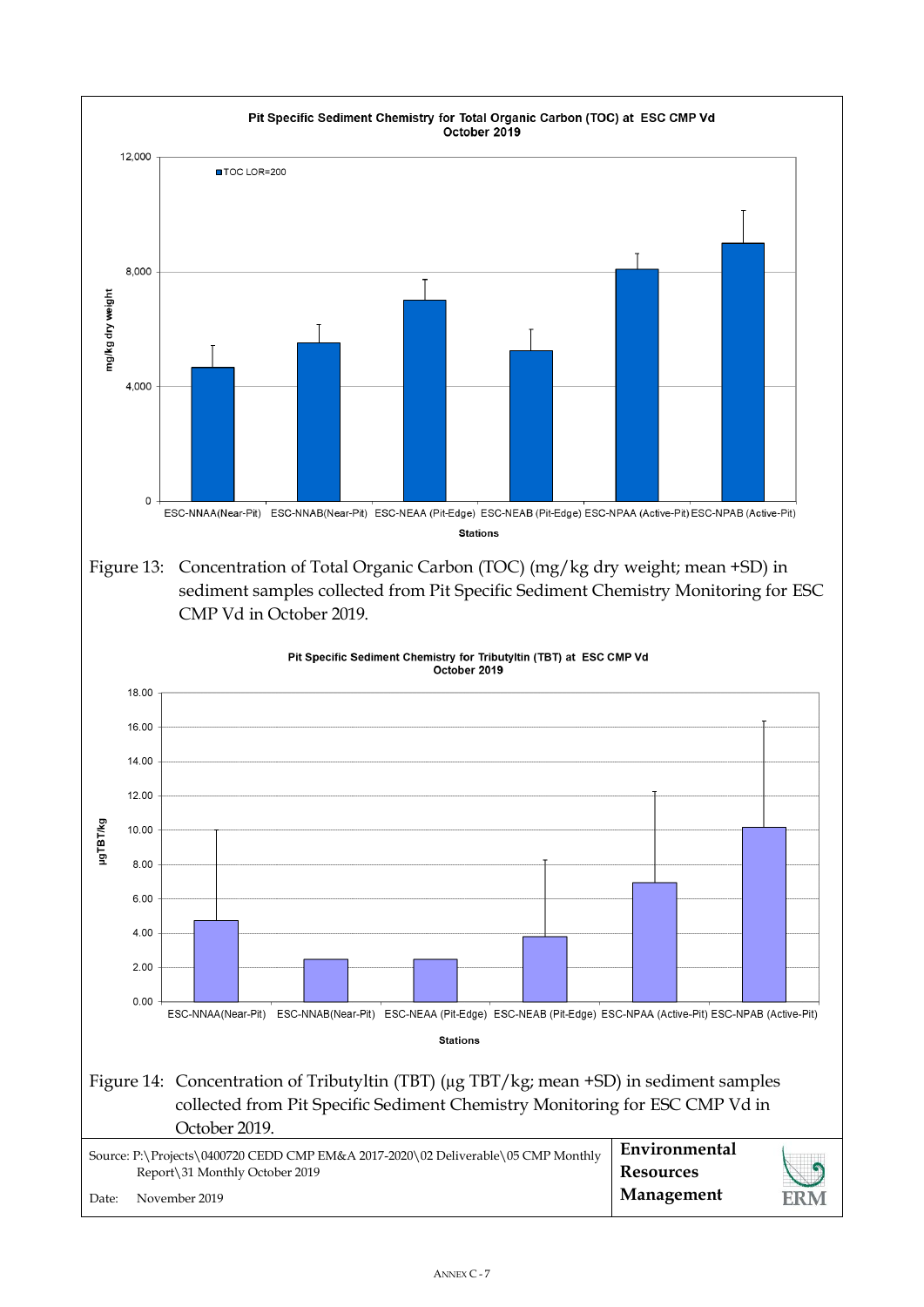**Pit Specific Sediment Chemistry for Total Organic Carbon (TOC) at ESC CMP Vd October 2019**

Figure 13: Concentration of Total Organic Carbon (TOC) (mg/kg dry weight; mean +SD) in sediment samples collected from Pit Specific Sediment Chemistry Monitoring for ESC CMP Vd in October 2019.

**Pit Specific Sediment Chemistry for Tributyltin (TBT) at ESC CMP Vd October 2019**

Figure 14: Concentration of Tributyltin (TBT) (µg TBT/kg; mean +SD) in sediment samples collected from Pit Specific Sediment Chemistry Monitoring for ESC CMP Vd in October 2019.

Source: P:\Projects\0400720 CEDD CMP EM&A 2017-2020\02 Deliverable\05 CMP Monthly Report\31 Monthly October 2019

Date: November 2019

Environmental Resources Management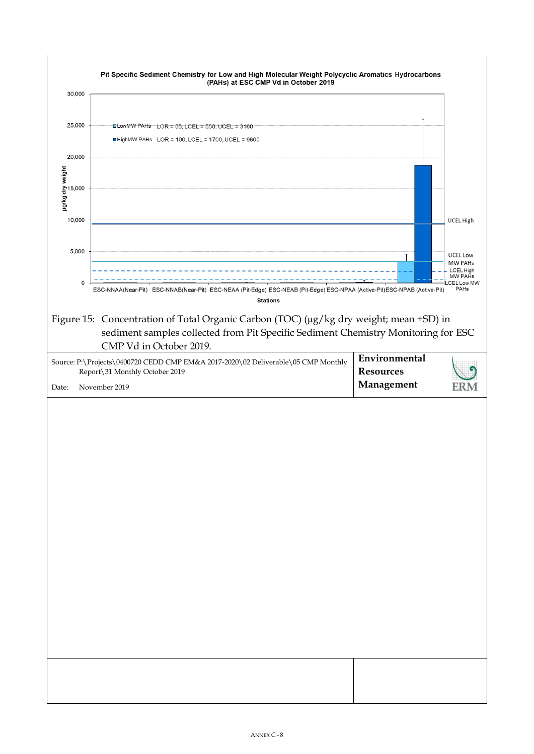Pit Specific Sediment Chemistry for Low and High Molecular Weight Polycyclic Aromatics Hydrocarbons (PAHs) at ESC CMP Vd in October 2019

30,000
25,000
20,000
15,000
10,000
5,000
0

μg/kg dry weight

LowMW PAHs LOR = 55, LCEL = 550, UCEL = 3160

HighMW PAHs LOR = 100, LCEL = 1700, UCEL = 9600

UCEL High

UCEL Low MW PAHs

LCEL High MW PAHs

LCEL Low MW PAHs

ESC-NNAA(Near-Pit) ESC-NNAB(Near-Pit) ESC-NEAA (Pit-Edge) ESC-NEAB (Pit-Edge) ESC-NPAA (Active-Pit) ESC-NPAB (Active-Pit)

Stations

Figure 15: Concentration of Total Organic Carbon (TOC) (μg/kg dry weight; mean +SD) in sediment samples collected from Pit Specific Sediment Chemistry Monitoring for ESC CMP Vd in October 2019.

| | |
|---|---|
| Source: P:\Projects\0400720 CEDD CMP EM&A 2017-2020\02 Deliverable\05 CMP Monthly Report\31 Monthly October 2019<br>Date: November 2019 | **Environmental Resources Management**<br>ERM |